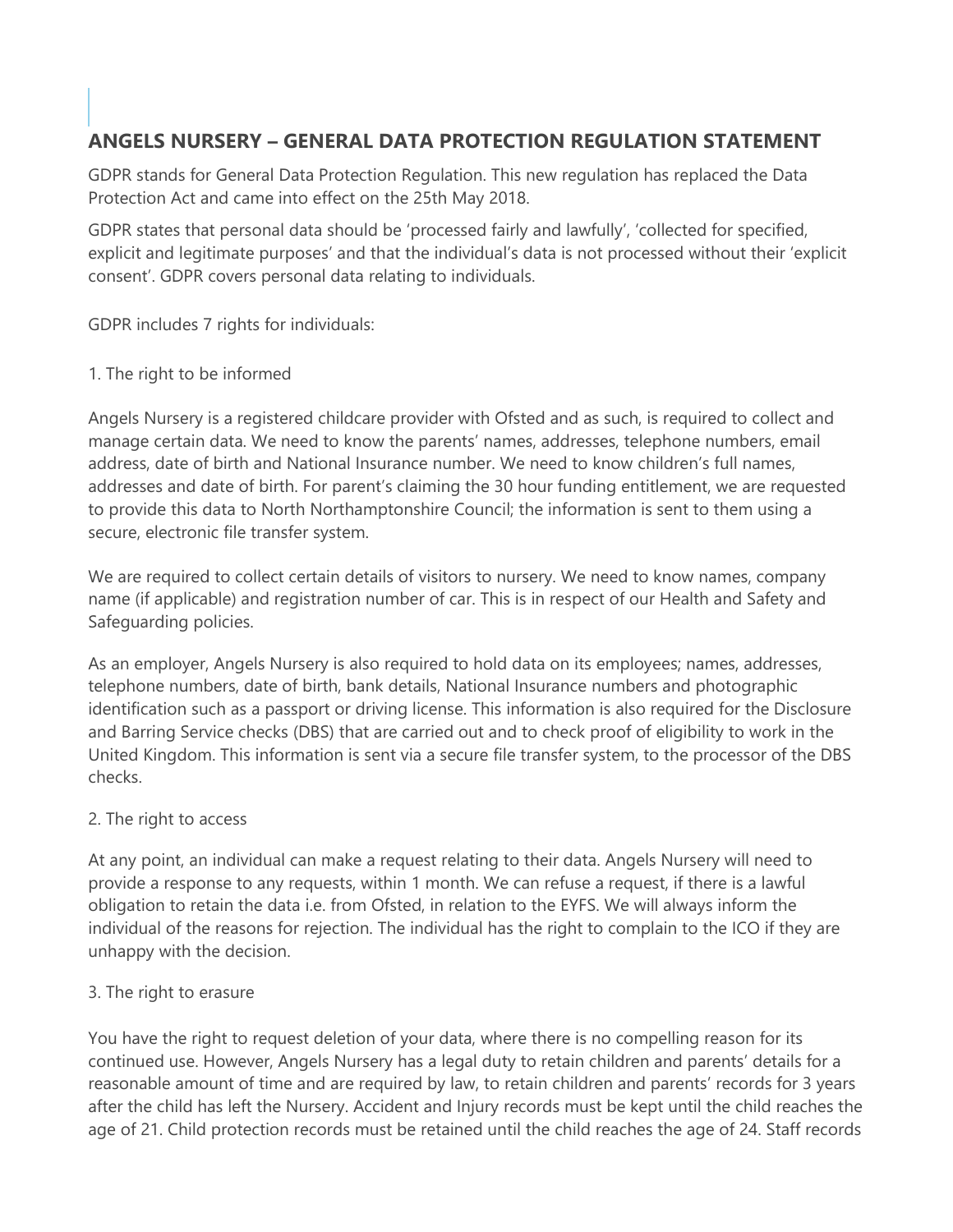# ANGELS NURSERY – GENERAL DATA PROTECTION REGULATION STATEMENT

GDPR stands for General Data Protection Regulation. This new regulation has replaced the Data Protection Act and came into effect on the 25th May 2018.

GDPR states that personal data should be 'processed fairly and lawfully', 'collected for specified, explicit and legitimate purposes' and that the individual's data is not processed without their 'explicit consent'. GDPR covers personal data relating to individuals.

GDPR includes 7 rights for individuals:

1. The right to be informed

Angels Nursery is a registered childcare provider with Ofsted and as such, is required to collect and manage certain data. We need to know the parents' names, addresses, telephone numbers, email address, date of birth and National Insurance number. We need to know children's full names, addresses and date of birth. For parent's claiming the 30 hour funding entitlement, we are requested to provide this data to North Northamptonshire Council; the information is sent to them using a secure, electronic file transfer system.

We are required to collect certain details of visitors to nursery. We need to know names, company name (if applicable) and registration number of car. This is in respect of our Health and Safety and Safeguarding policies.

As an employer, Angels Nursery is also required to hold data on its employees; names, addresses, telephone numbers, date of birth, bank details, National Insurance numbers and photographic identification such as a passport or driving license. This information is also required for the Disclosure and Barring Service checks (DBS) that are carried out and to check proof of eligibility to work in the United Kingdom. This information is sent via a secure file transfer system, to the processor of the DBS checks.

2. The right to access

At any point, an individual can make a request relating to their data. Angels Nursery will need to provide a response to any requests, within 1 month. We can refuse a request, if there is a lawful obligation to retain the data i.e. from Ofsted, in relation to the EYFS. We will always inform the individual of the reasons for rejection. The individual has the right to complain to the ICO if they are unhappy with the decision.

3. The right to erasure

You have the right to request deletion of your data, where there is no compelling reason for its continued use. However, Angels Nursery has a legal duty to retain children and parents' details for a reasonable amount of time and are required by law, to retain children and parents' records for 3 years after the child has left the Nursery. Accident and Injury records must be kept until the child reaches the age of 21. Child protection records must be retained until the child reaches the age of 24. Staff records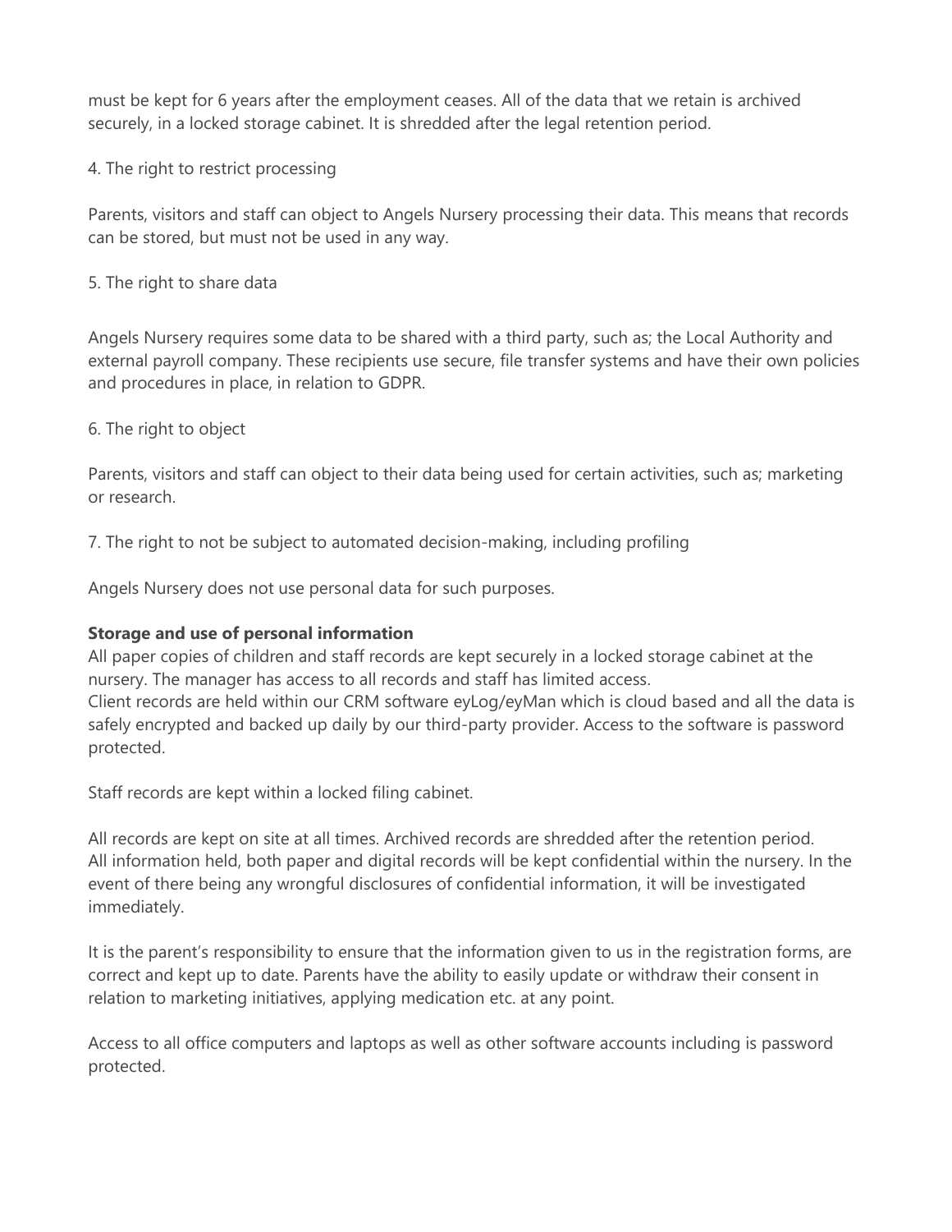must be kept for 6 years after the employment ceases. All of the data that we retain is archived securely, in a locked storage cabinet. It is shredded after the legal retention period.

4. The right to restrict processing

Parents, visitors and staff can object to Angels Nursery processing their data. This means that records can be stored, but must not be used in any way.

5. The right to share data

Angels Nursery requires some data to be shared with a third party, such as; the Local Authority and external payroll company. These recipients use secure, file transfer systems and have their own policies and procedures in place, in relation to GDPR.

6. The right to object

Parents, visitors and staff can object to their data being used for certain activities, such as; marketing or research.

7. The right to not be subject to automated decision-making, including profiling

Angels Nursery does not use personal data for such purposes.

**Storage and use of personal information**

All paper copies of children and staff records are kept securely in a locked storage cabinet at the nursery. The manager has access to all records and staff has limited access.
Client records are held within our CRM software eyLog/eyMan which is cloud based and all the data is safely encrypted and backed up daily by our third-party provider. Access to the software is password protected.

Staff records are kept within a locked filing cabinet.

All records are kept on site at all times. Archived records are shredded after the retention period.
All information held, both paper and digital records will be kept confidential within the nursery. In the event of there being any wrongful disclosures of confidential information, it will be investigated immediately.

It is the parent's responsibility to ensure that the information given to us in the registration forms, are correct and kept up to date. Parents have the ability to easily update or withdraw their consent in relation to marketing initiatives, applying medication etc. at any point.

Access to all office computers and laptops as well as other software accounts including is password protected.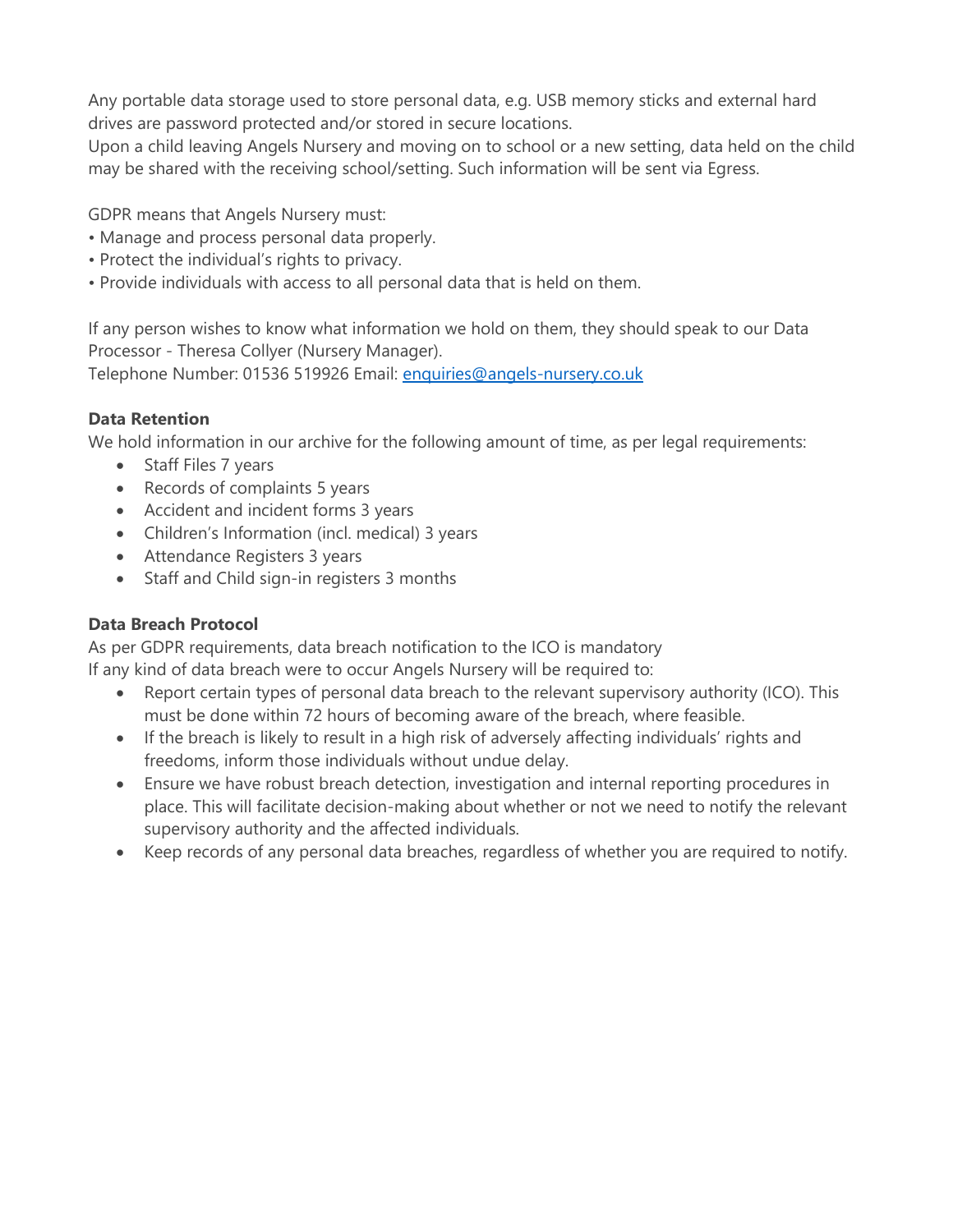Any portable data storage used to store personal data, e.g. USB memory sticks and external hard drives are password protected and/or stored in secure locations.
Upon a child leaving Angels Nursery and moving on to school or a new setting, data held on the child may be shared with the receiving school/setting. Such information will be sent via Egress.

GDPR means that Angels Nursery must:
• Manage and process personal data properly.
• Protect the individual's rights to privacy.
• Provide individuals with access to all personal data that is held on them.

If any person wishes to know what information we hold on them, they should speak to our Data Processor - Theresa Collyer (Nursery Manager).
Telephone Number: 01536 519926 Email: [enquiries@angels-nursery.co.uk](mailto:enquiries@angels-nursery.co.uk)

**Data Retention**
We hold information in our archive for the following amount of time, as per legal requirements:

- Staff Files 7 years
- Records of complaints 5 years
- Accident and incident forms 3 years
- Children's Information (incl. medical) 3 years
- Attendance Registers 3 years
- Staff and Child sign-in registers 3 months

**Data Breach Protocol**
As per GDPR requirements, data breach notification to the ICO is mandatory
If any kind of data breach were to occur Angels Nursery will be required to:

- Report certain types of personal data breach to the relevant supervisory authority (ICO). This must be done within 72 hours of becoming aware of the breach, where feasible.
- If the breach is likely to result in a high risk of adversely affecting individuals' rights and freedoms, inform those individuals without undue delay.
- Ensure we have robust breach detection, investigation and internal reporting procedures in place. This will facilitate decision-making about whether or not we need to notify the relevant supervisory authority and the affected individuals.
- Keep records of any personal data breaches, regardless of whether you are required to notify.